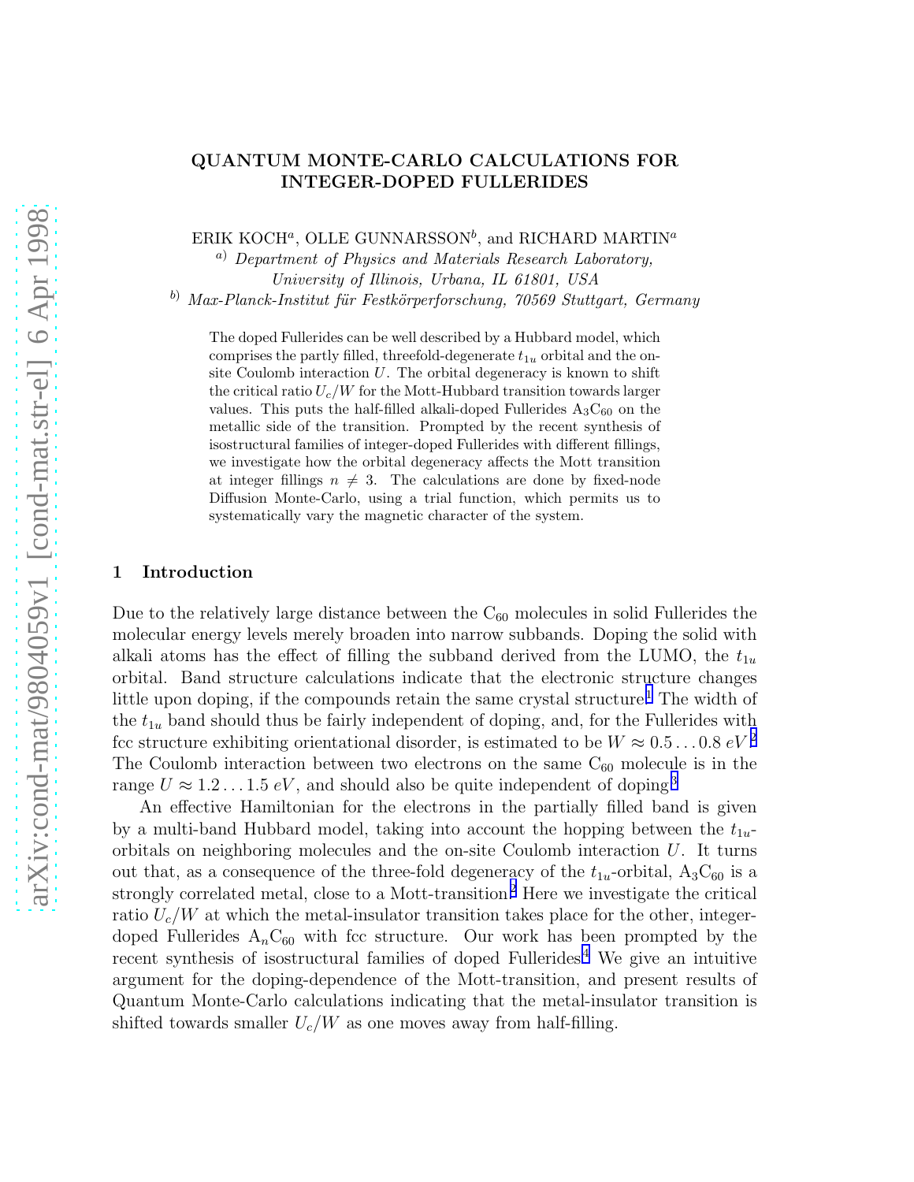# QUANTUM MONTE-CARLO CALCULATIONS FOR INTEGER-DOPED FULLERIDES

ERIK KOCH[a], OLLE GUNNARSSON[b], and RICHARD MARTIN[a]

[a] *Department of Physics and Materials Research Laboratory, University of Illinois, Urbana, IL 61801, USA*

[b] *Max-Planck-Institut für Festkörperforschung, 70569 Stuttgart, Germany*

The doped Fullerides can be well described by a Hubbard model, which comprises the partly filled, threefold-degenerate $t_{1u}$ orbital and the on-site Coulomb interaction $U$. The orbital degeneracy is known to shift the critical ratio $U_c/W$ for the Mott-Hubbard transition towards larger values. This puts the half-filled alkali-doped Fullerides $A_3C_{60}$ on the metallic side of the transition. Prompted by the recent synthesis of isostructural families of integer-doped Fullerides with different fillings, we investigate how the orbital degeneracy affects the Mott transition at integer fillings $n \neq 3$. The calculations are done by fixed-node Diffusion Monte-Carlo, using a trial function, which permits us to systematically vary the magnetic character of the system.

## 1 Introduction

Due to the relatively large distance between the $C_{60}$ molecules in solid Fullerides the molecular energy levels merely broaden into narrow subbands. Doping the solid with alkali atoms has the effect of filling the subband derived from the LUMO, the $t_{1u}$ orbital. Band structure calculations indicate that the electronic structure changes little upon doping, if the compounds retain the same crystal structure.[1] The width of the $t_{1u}$ band should thus be fairly independent of doping, and, for the Fullerides with fcc structure exhibiting orientational disorder, is estimated to be $W \approx 0.5 \ldots 0.8\ eV$.[2] The Coulomb interaction between two electrons on the same $C_{60}$ molecule is in the range $U \approx 1.2 \ldots 1.5\ eV$, and should also be quite independent of doping.[3]

An effective Hamiltonian for the electrons in the partially filled band is given by a multi-band Hubbard model, taking into account the hopping between the $t_{1u}$-orbitals on neighboring molecules and the on-site Coulomb interaction $U$. It turns out that, as a consequence of the three-fold degeneracy of the $t_{1u}$-orbital, $A_3C_{60}$ is a strongly correlated metal, close to a Mott-transition.[2] Here we investigate the critical ratio $U_c/W$ at which the metal-insulator transition takes place for the other, integer-doped Fullerides $A_nC_{60}$ with fcc structure. Our work has been prompted by the recent synthesis of isostructural families of doped Fullerides.[4] We give an intuitive argument for the doping-dependence of the Mott-transition, and present results of Quantum Monte-Carlo calculations indicating that the metal-insulator transition is shifted towards smaller $U_c/W$ as one moves away from half-filling.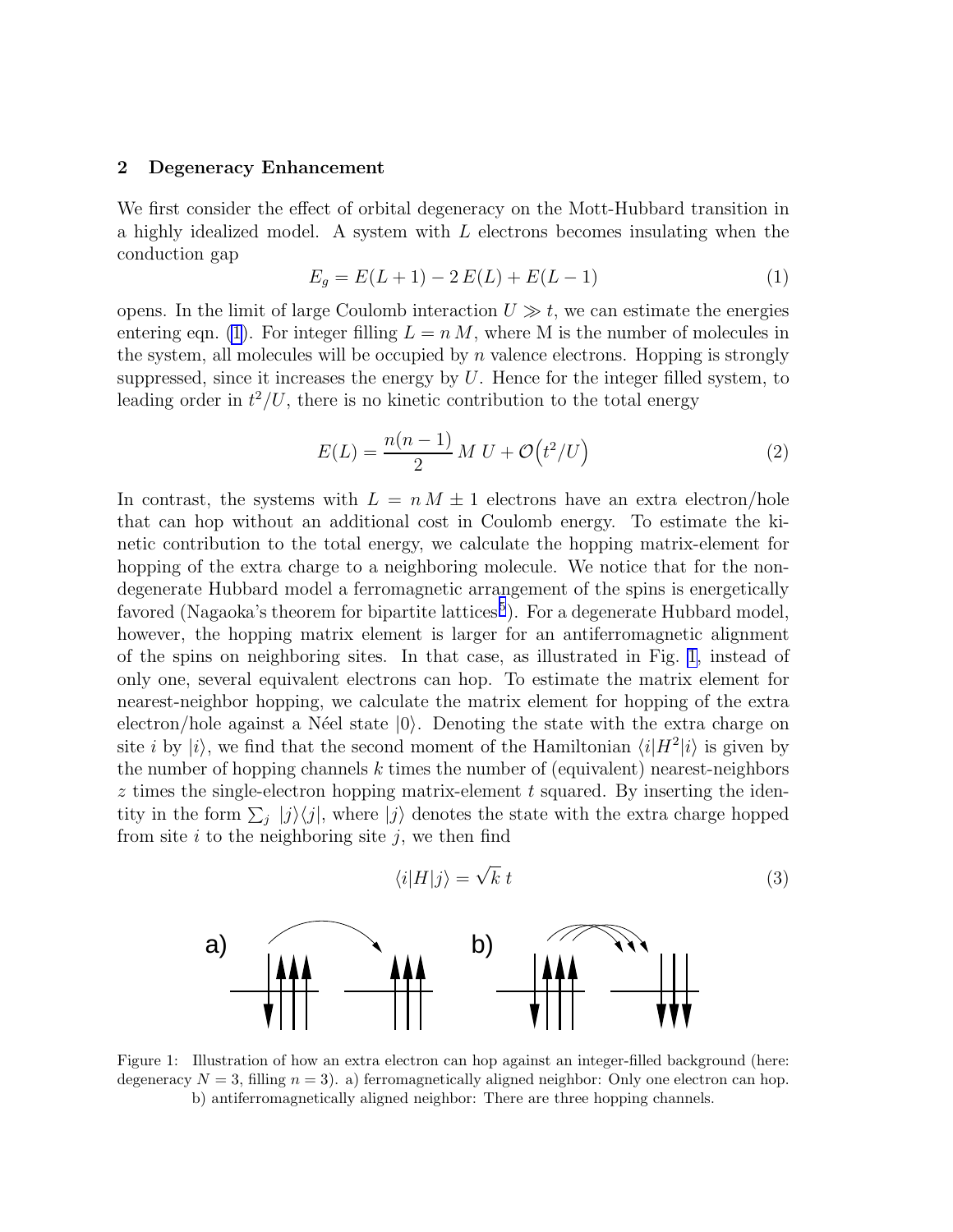## 2 Degeneracy Enhancement

We first consider the effect of orbital degeneracy on the Mott-Hubbard transition in a highly idealized model. A system with $L$ electrons becomes insulating when the conduction gap

$$E_g = E(L+1) - 2\,E(L) + E(L-1) \tag{1}$$

opens. In the limit of large Coulomb interaction $U \gg t$, we can estimate the energies entering eqn. (1). For integer filling $L = n\,M$, where M is the number of molecules in the system, all molecules will be occupied by $n$ valence electrons. Hopping is strongly suppressed, since it increases the energy by $U$. Hence for the integer filled system, to leading order in $t^2/U$, there is no kinetic contribution to the total energy

$$E(L) = \frac{n(n-1)}{2}\,M\,U + \mathcal{O}\big(t^2/U\big) \tag{2}$$

In contrast, the systems with $L = n\,M \pm 1$ electrons have an extra electron/hole that can hop without an additional cost in Coulomb energy. To estimate the kinetic contribution to the total energy, we calculate the hopping matrix-element for hopping of the extra charge to a neighboring molecule. We notice that for the non-degenerate Hubbard model a ferromagnetic arrangement of the spins is energetically favored (Nagaoka's theorem for bipartite lattices[5]). For a degenerate Hubbard model, however, the hopping matrix element is larger for an antiferromagnetic alignment of the spins on neighboring sites. In that case, as illustrated in Fig. 1, instead of only one, several equivalent electrons can hop. To estimate the matrix element for nearest-neighbor hopping, we calculate the matrix element for hopping of the extra electron/hole against a Néel state $|0\rangle$. Denoting the state with the extra charge on site $i$ by $|i\rangle$, we find that the second moment of the Hamiltonian $\langle i|H^2|i\rangle$ is given by the number of hopping channels $k$ times the number of (equivalent) nearest-neighbors $z$ times the single-electron hopping matrix-element $t$ squared. By inserting the identity in the form $\sum_j |j\rangle\langle j|$, where $|j\rangle$ denotes the state with the extra charge hopped from site $i$ to the neighboring site $j$, we then find

$$\langle i|H|j\rangle = \sqrt{k}\;t \tag{3}$$

Figure 1: Illustration of how an extra electron can hop against an integer-filled background (here: degeneracy $N = 3$, filling $n = 3$). a) ferromagnetically aligned neighbor: Only one electron can hop. b) antiferromagnetically aligned neighbor: There are three hopping channels.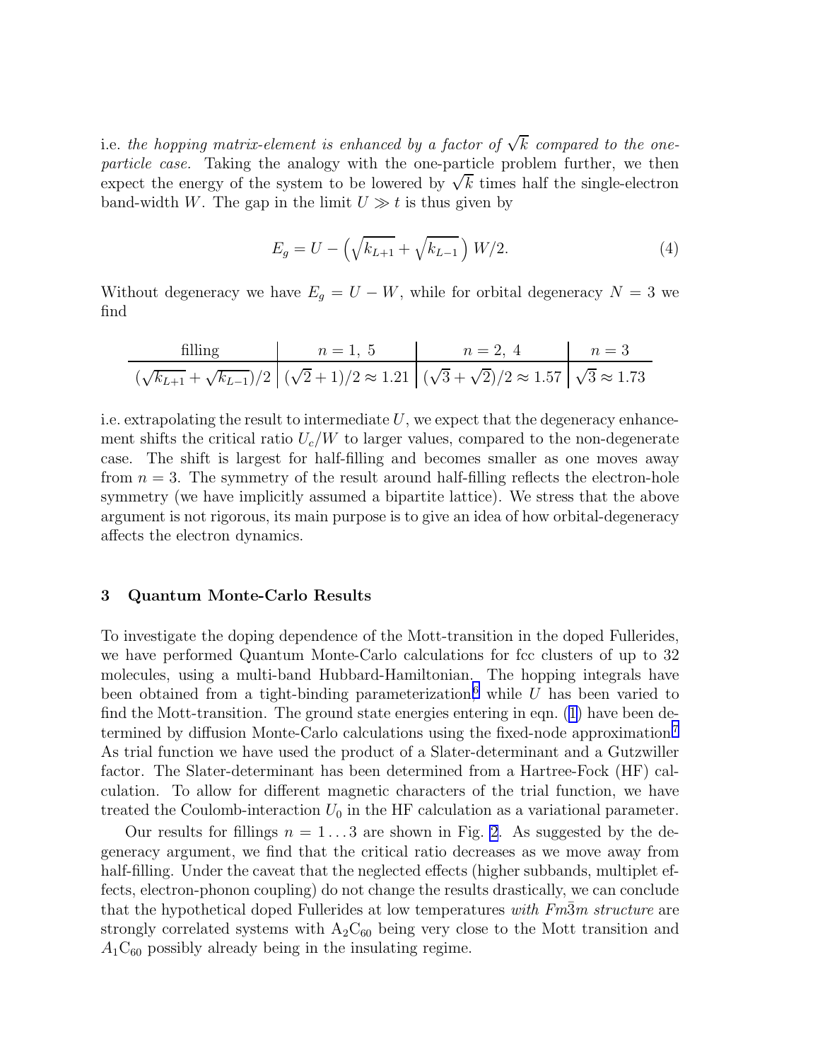i.e. *the hopping matrix-element is enhanced by a factor of $\sqrt{k}$ compared to the one-particle case.* Taking the analogy with the one-particle problem further, we then expect the energy of the system to be lowered by $\sqrt{k}$ times half the single-electron band-width $W$. The gap in the limit $U \gg t$ is thus given by

$$E_g = U - \left(\sqrt{k_{L+1}} + \sqrt{k_{L-1}}\right) W/2. \tag{4}$$

Without degeneracy we have $E_g = U - W$, while for orbital degeneracy $N = 3$ we find

| filling | $n = 1,\ 5$ | $n = 2,\ 4$ | $n = 3$ |
|---|---|---|---|
| $(\sqrt{k_{L+1}} + \sqrt{k_{L-1}})/2$ | $(\sqrt{2}+1)/2 \approx 1.21$ | $(\sqrt{3}+\sqrt{2})/2 \approx 1.57$ | $\sqrt{3} \approx 1.73$ |

i.e. extrapolating the result to intermediate $U$, we expect that the degeneracy enhancement shifts the critical ratio $U_c/W$ to larger values, compared to the non-degenerate case. The shift is largest for half-filling and becomes smaller as one moves away from $n = 3$. The symmetry of the result around half-filling reflects the electron-hole symmetry (we have implicitly assumed a bipartite lattice). We stress that the above argument is not rigorous, its main purpose is to give an idea of how orbital-degeneracy affects the electron dynamics.

## 3 Quantum Monte-Carlo Results

To investigate the doping dependence of the Mott-transition in the doped Fullerides, we have performed Quantum Monte-Carlo calculations for fcc clusters of up to 32 molecules, using a multi-band Hubbard-Hamiltonian. The hopping integrals have been obtained from a tight-binding parameterization[6] while $U$ has been varied to find the Mott-transition. The ground state energies entering in eqn. (1) have been determined by diffusion Monte-Carlo calculations using the fixed-node approximation.[7] As trial function we have used the product of a Slater-determinant and a Gutzwiller factor. The Slater-determinant has been determined from a Hartree-Fock (HF) calculation. To allow for different magnetic characters of the trial function, we have treated the Coulomb-interaction $U_0$ in the HF calculation as a variational parameter.

Our results for fillings $n = 1 \ldots 3$ are shown in Fig. 2. As suggested by the degeneracy argument, we find that the critical ratio decreases as we move away from half-filling. Under the caveat that the neglected effects (higher subbands, multiplet effects, electron-phonon coupling) do not change the results drastically, we can conclude that the hypothetical doped Fullerides at low temperatures *with $Fm\bar{3}m$ structure* are strongly correlated systems with $A_2C_{60}$ being very close to the Mott transition and $A_1C_{60}$ possibly already being in the insulating regime.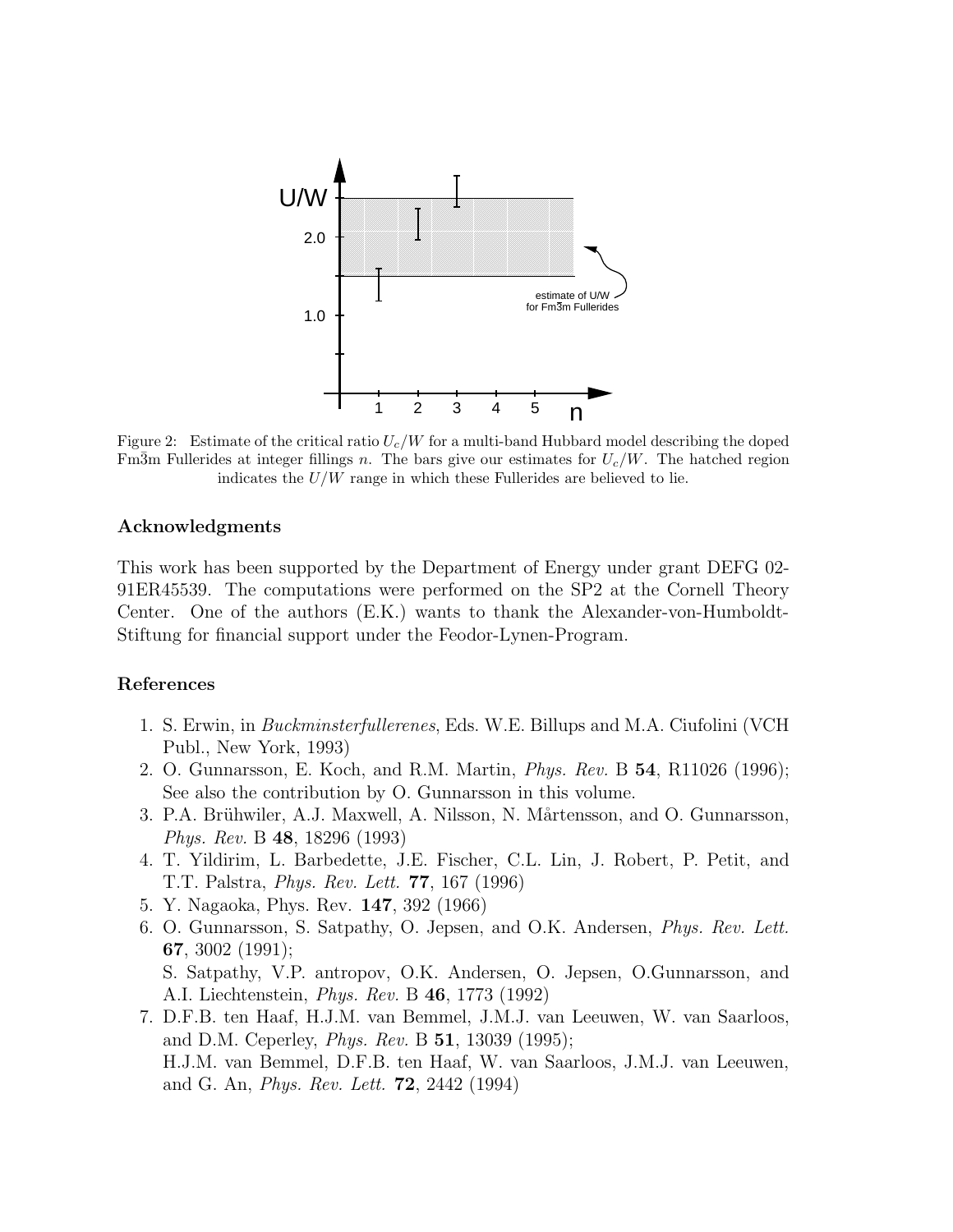U/W

2.0

1.0

1 2 3 4 5 n

estimate of U/W
for Fm$\bar{3}$m Fullerides

Figure 2: Estimate of the critical ratio $U_c/W$ for a multi-band Hubbard model describing the doped Fm$\bar{3}$m Fullerides at integer fillings $n$. The bars give our estimates for $U_c/W$. The hatched region indicates the $U/W$ range in which these Fullerides are believed to lie.

## Acknowledgments

This work has been supported by the Department of Energy under grant DEFG 02-91ER45539. The computations were performed on the SP2 at the Cornell Theory Center. One of the authors (E.K.) wants to thank the Alexander-von-Humboldt-Stiftung for financial support under the Feodor-Lynen-Program.

## References

1. S. Erwin, in *Buckminsterfullerenes*, Eds. W.E. Billups and M.A. Ciufolini (VCH Publ., New York, 1993)
2. O. Gunnarsson, E. Koch, and R.M. Martin, *Phys. Rev.* B **54**, R11026 (1996); See also the contribution by O. Gunnarsson in this volume.
3. P.A. Brühwiler, A.J. Maxwell, A. Nilsson, N. Mårtensson, and O. Gunnarsson, *Phys. Rev.* B **48**, 18296 (1993)
4. T. Yildirim, L. Barbedette, J.E. Fischer, C.L. Lin, J. Robert, P. Petit, and T.T. Palstra, *Phys. Rev. Lett.* **77**, 167 (1996)
5. Y. Nagaoka, Phys. Rev. **147**, 392 (1966)
6. O. Gunnarsson, S. Satpathy, O. Jepsen, and O.K. Andersen, *Phys. Rev. Lett.* **67**, 3002 (1991);
   S. Satpathy, V.P. antropov, O.K. Andersen, O. Jepsen, O.Gunnarsson, and A.I. Liechtenstein, *Phys. Rev.* B **46**, 1773 (1992)
7. D.F.B. ten Haaf, H.J.M. van Bemmel, J.M.J. van Leeuwen, W. van Saarloos, and D.M. Ceperley, *Phys. Rev.* B **51**, 13039 (1995);
   H.J.M. van Bemmel, D.F.B. ten Haaf, W. van Saarloos, J.M.J. van Leeuwen, and G. An, *Phys. Rev. Lett.* **72**, 2442 (1994)